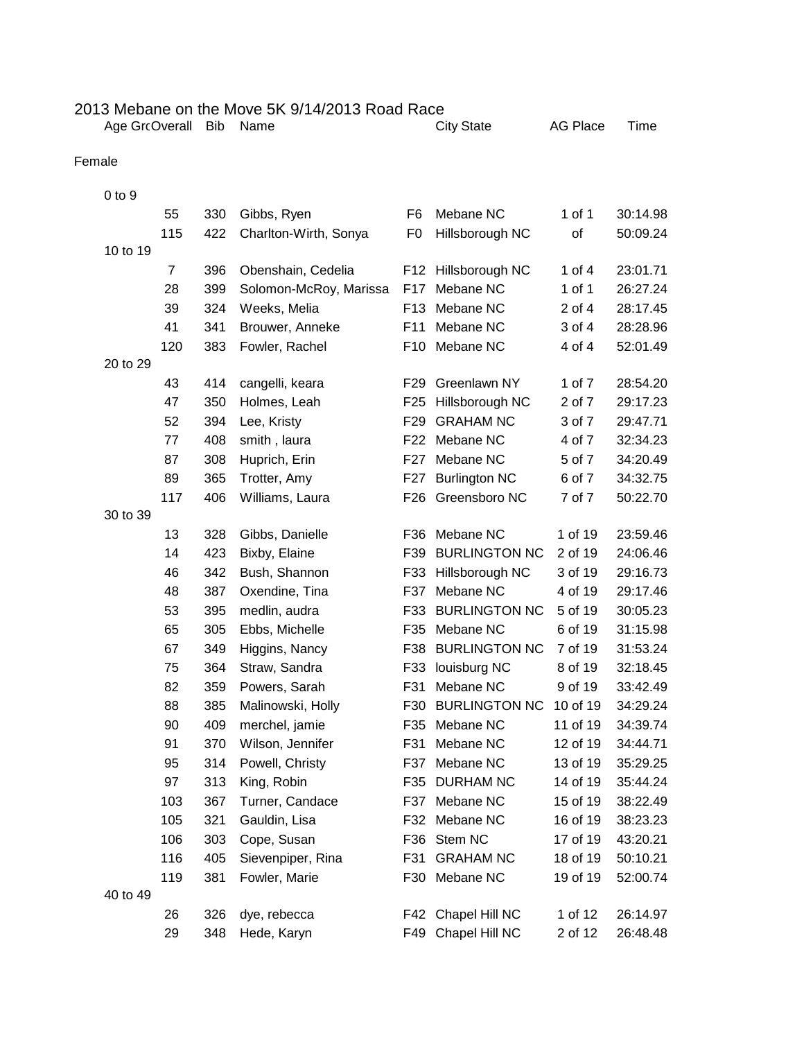# 2013 Mebane on the Move 5K 9/14/2013 Road Race

| Age Grc | Overall | Bib | Name | | City State | AG Place | Time |
|---|---|---|---|---|---|---|---|
| **Female** | | | | | | | |
| 0 to 9 | | | | | | | |
| | 55 | 330 | Gibbs, Ryen | F6 | Mebane NC | 1 of 1 | 30:14.98 |
| | 115 | 422 | Charlton-Wirth, Sonya | F0 | Hillsborough NC | of | 50:09.24 |
| 10 to 19 | | | | | | | |
| | 7 | 396 | Obenshain, Cedelia | F12 | Hillsborough NC | 1 of 4 | 23:01.71 |
| | 28 | 399 | Solomon-McRoy, Marissa | F17 | Mebane NC | 1 of 1 | 26:27.24 |
| | 39 | 324 | Weeks, Melia | F13 | Mebane NC | 2 of 4 | 28:17.45 |
| | 41 | 341 | Brouwer, Anneke | F11 | Mebane NC | 3 of 4 | 28:28.96 |
| | 120 | 383 | Fowler, Rachel | F10 | Mebane NC | 4 of 4 | 52:01.49 |
| 20 to 29 | | | | | | | |
| | 43 | 414 | cangelli, keara | F29 | Greenlawn NY | 1 of 7 | 28:54.20 |
| | 47 | 350 | Holmes, Leah | F25 | Hillsborough NC | 2 of 7 | 29:17.23 |
| | 52 | 394 | Lee, Kristy | F29 | GRAHAM NC | 3 of 7 | 29:47.71 |
| | 77 | 408 | smith , laura | F22 | Mebane NC | 4 of 7 | 32:34.23 |
| | 87 | 308 | Huprich, Erin | F27 | Mebane NC | 5 of 7 | 34:20.49 |
| | 89 | 365 | Trotter, Amy | F27 | Burlington NC | 6 of 7 | 34:32.75 |
| | 117 | 406 | Williams, Laura | F26 | Greensboro NC | 7 of 7 | 50:22.70 |
| 30 to 39 | | | | | | | |
| | 13 | 328 | Gibbs, Danielle | F36 | Mebane NC | 1 of 19 | 23:59.46 |
| | 14 | 423 | Bixby, Elaine | F39 | BURLINGTON NC | 2 of 19 | 24:06.46 |
| | 46 | 342 | Bush, Shannon | F33 | Hillsborough NC | 3 of 19 | 29:16.73 |
| | 48 | 387 | Oxendine, Tina | F37 | Mebane NC | 4 of 19 | 29:17.46 |
| | 53 | 395 | medlin, audra | F33 | BURLINGTON NC | 5 of 19 | 30:05.23 |
| | 65 | 305 | Ebbs, Michelle | F35 | Mebane NC | 6 of 19 | 31:15.98 |
| | 67 | 349 | Higgins, Nancy | F38 | BURLINGTON NC | 7 of 19 | 31:53.24 |
| | 75 | 364 | Straw, Sandra | F33 | louisburg NC | 8 of 19 | 32:18.45 |
| | 82 | 359 | Powers, Sarah | F31 | Mebane NC | 9 of 19 | 33:42.49 |
| | 88 | 385 | Malinowski, Holly | F30 | BURLINGTON NC | 10 of 19 | 34:29.24 |
| | 90 | 409 | merchel, jamie | F35 | Mebane NC | 11 of 19 | 34:39.74 |
| | 91 | 370 | Wilson, Jennifer | F31 | Mebane NC | 12 of 19 | 34:44.71 |
| | 95 | 314 | Powell, Christy | F37 | Mebane NC | 13 of 19 | 35:29.25 |
| | 97 | 313 | King, Robin | F35 | DURHAM NC | 14 of 19 | 35:44.24 |
| | 103 | 367 | Turner, Candace | F37 | Mebane NC | 15 of 19 | 38:22.49 |
| | 105 | 321 | Gauldin, Lisa | F32 | Mebane NC | 16 of 19 | 38:23.23 |
| | 106 | 303 | Cope, Susan | F36 | Stem NC | 17 of 19 | 43:20.21 |
| | 116 | 405 | Sievenpiper, Rina | F31 | GRAHAM NC | 18 of 19 | 50:10.21 |
| | 119 | 381 | Fowler, Marie | F30 | Mebane NC | 19 of 19 | 52:00.74 |
| 40 to 49 | | | | | | | |
| | 26 | 326 | dye, rebecca | F42 | Chapel Hill NC | 1 of 12 | 26:14.97 |
| | 29 | 348 | Hede, Karyn | F49 | Chapel Hill NC | 2 of 12 | 26:48.48 |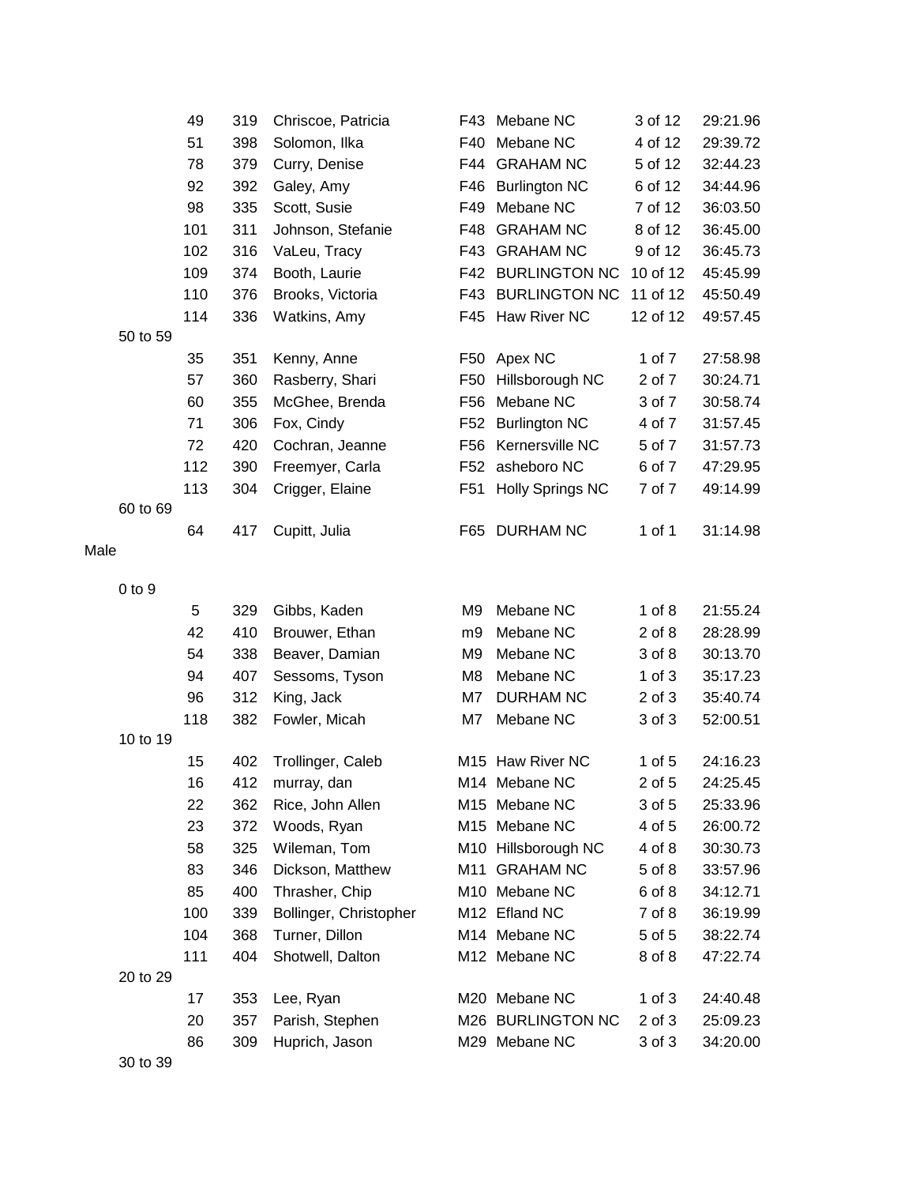| | Place | Bib | Name | Age | City | Div Place | Time |
|---|---|---|---|---|---|---|---|
| | 49 | 319 | Chriscoe, Patricia | F43 | Mebane NC | 3 of 12 | 29:21.96 |
| | 51 | 398 | Solomon, Ilka | F40 | Mebane NC | 4 of 12 | 29:39.72 |
| | 78 | 379 | Curry, Denise | F44 | GRAHAM NC | 5 of 12 | 32:44.23 |
| | 92 | 392 | Galey, Amy | F46 | Burlington NC | 6 of 12 | 34:44.96 |
| | 98 | 335 | Scott, Susie | F49 | Mebane NC | 7 of 12 | 36:03.50 |
| | 101 | 311 | Johnson, Stefanie | F48 | GRAHAM NC | 8 of 12 | 36:45.00 |
| | 102 | 316 | VaLeu, Tracy | F43 | GRAHAM NC | 9 of 12 | 36:45.73 |
| | 109 | 374 | Booth, Laurie | F42 | BURLINGTON NC | 10 of 12 | 45:45.99 |
| | 110 | 376 | Brooks, Victoria | F43 | BURLINGTON NC | 11 of 12 | 45:50.49 |
| | 114 | 336 | Watkins, Amy | F45 | Haw River NC | 12 of 12 | 49:57.45 |
| 50 to 59 | | | | | | | |
| | 35 | 351 | Kenny, Anne | F50 | Apex NC | 1 of 7 | 27:58.98 |
| | 57 | 360 | Rasberry, Shari | F50 | Hillsborough NC | 2 of 7 | 30:24.71 |
| | 60 | 355 | McGhee, Brenda | F56 | Mebane NC | 3 of 7 | 30:58.74 |
| | 71 | 306 | Fox, Cindy | F52 | Burlington NC | 4 of 7 | 31:57.45 |
| | 72 | 420 | Cochran, Jeanne | F56 | Kernersville NC | 5 of 7 | 31:57.73 |
| | 112 | 390 | Freemyer, Carla | F52 | asheboro NC | 6 of 7 | 47:29.95 |
| | 113 | 304 | Crigger, Elaine | F51 | Holly Springs NC | 7 of 7 | 49:14.99 |
| 60 to 69 | | | | | | | |
| | 64 | 417 | Cupitt, Julia | F65 | DURHAM NC | 1 of 1 | 31:14.98 |

Male

| | Place | Bib | Name | Age | City | Div Place | Time |
|---|---|---|---|---|---|---|---|
| 0 to 9 | | | | | | | |
| | 5 | 329 | Gibbs, Kaden | M9 | Mebane NC | 1 of 8 | 21:55.24 |
| | 42 | 410 | Brouwer, Ethan | m9 | Mebane NC | 2 of 8 | 28:28.99 |
| | 54 | 338 | Beaver, Damian | M9 | Mebane NC | 3 of 8 | 30:13.70 |
| | 94 | 407 | Sessoms, Tyson | M8 | Mebane NC | 1 of 3 | 35:17.23 |
| | 96 | 312 | King, Jack | M7 | DURHAM NC | 2 of 3 | 35:40.74 |
| | 118 | 382 | Fowler, Micah | M7 | Mebane NC | 3 of 3 | 52:00.51 |
| 10 to 19 | | | | | | | |
| | 15 | 402 | Trollinger, Caleb | M15 | Haw River NC | 1 of 5 | 24:16.23 |
| | 16 | 412 | murray, dan | M14 | Mebane NC | 2 of 5 | 24:25.45 |
| | 22 | 362 | Rice, John Allen | M15 | Mebane NC | 3 of 5 | 25:33.96 |
| | 23 | 372 | Woods, Ryan | M15 | Mebane NC | 4 of 5 | 26:00.72 |
| | 58 | 325 | Wileman, Tom | M10 | Hillsborough NC | 4 of 8 | 30:30.73 |
| | 83 | 346 | Dickson, Matthew | M11 | GRAHAM NC | 5 of 8 | 33:57.96 |
| | 85 | 400 | Thrasher, Chip | M10 | Mebane NC | 6 of 8 | 34:12.71 |
| | 100 | 339 | Bollinger, Christopher | M12 | Efland NC | 7 of 8 | 36:19.99 |
| | 104 | 368 | Turner, Dillon | M14 | Mebane NC | 5 of 5 | 38:22.74 |
| | 111 | 404 | Shotwell, Dalton | M12 | Mebane NC | 8 of 8 | 47:22.74 |
| 20 to 29 | | | | | | | |
| | 17 | 353 | Lee, Ryan | M20 | Mebane NC | 1 of 3 | 24:40.48 |
| | 20 | 357 | Parish, Stephen | M26 | BURLINGTON NC | 2 of 3 | 25:09.23 |
| | 86 | 309 | Huprich, Jason | M29 | Mebane NC | 3 of 3 | 34:20.00 |
| 30 to 39 | | | | | | | |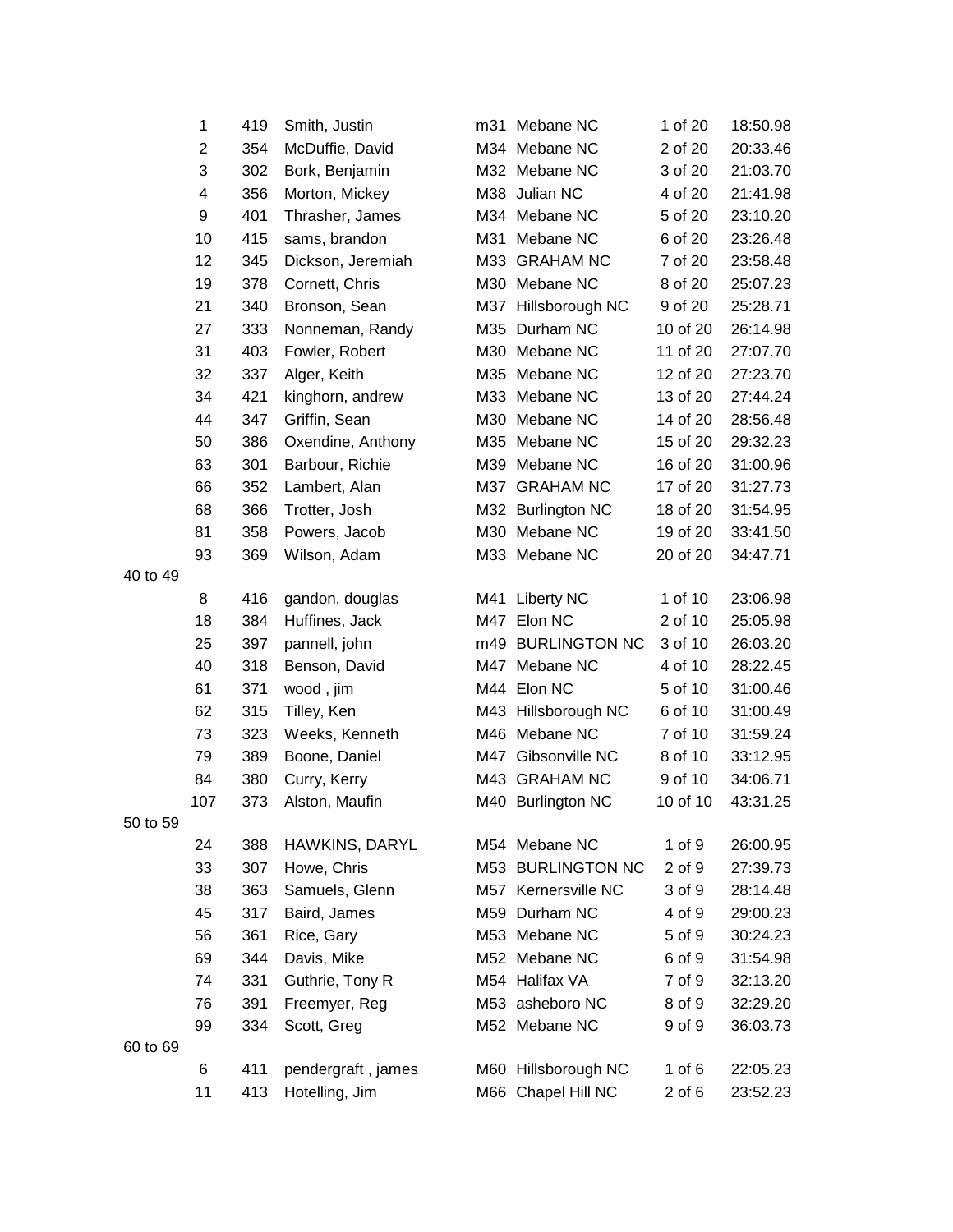| | | | | | | |
|---|---|---|---|---|---|---|
| 1 | 419 | Smith, Justin | m31 | Mebane NC | 1 of 20 | 18:50.98 |
| 2 | 354 | McDuffie, David | M34 | Mebane NC | 2 of 20 | 20:33.46 |
| 3 | 302 | Bork, Benjamin | M32 | Mebane NC | 3 of 20 | 21:03.70 |
| 4 | 356 | Morton, Mickey | M38 | Julian NC | 4 of 20 | 21:41.98 |
| 9 | 401 | Thrasher, James | M34 | Mebane NC | 5 of 20 | 23:10.20 |
| 10 | 415 | sams, brandon | M31 | Mebane NC | 6 of 20 | 23:26.48 |
| 12 | 345 | Dickson, Jeremiah | M33 | GRAHAM NC | 7 of 20 | 23:58.48 |
| 19 | 378 | Cornett, Chris | M30 | Mebane NC | 8 of 20 | 25:07.23 |
| 21 | 340 | Bronson, Sean | M37 | Hillsborough NC | 9 of 20 | 25:28.71 |
| 27 | 333 | Nonneman, Randy | M35 | Durham NC | 10 of 20 | 26:14.98 |
| 31 | 403 | Fowler, Robert | M30 | Mebane NC | 11 of 20 | 27:07.70 |
| 32 | 337 | Alger, Keith | M35 | Mebane NC | 12 of 20 | 27:23.70 |
| 34 | 421 | kinghorn, andrew | M33 | Mebane NC | 13 of 20 | 27:44.24 |
| 44 | 347 | Griffin, Sean | M30 | Mebane NC | 14 of 20 | 28:56.48 |
| 50 | 386 | Oxendine, Anthony | M35 | Mebane NC | 15 of 20 | 29:32.23 |
| 63 | 301 | Barbour, Richie | M39 | Mebane NC | 16 of 20 | 31:00.96 |
| 66 | 352 | Lambert, Alan | M37 | GRAHAM NC | 17 of 20 | 31:27.73 |
| 68 | 366 | Trotter, Josh | M32 | Burlington NC | 18 of 20 | 31:54.95 |
| 81 | 358 | Powers, Jacob | M30 | Mebane NC | 19 of 20 | 33:41.50 |
| 93 | 369 | Wilson, Adam | M33 | Mebane NC | 20 of 20 | 34:47.71 |

40 to 49

| | | | | | | |
|---|---|---|---|---|---|---|
| 8 | 416 | gandon, douglas | M41 | Liberty NC | 1 of 10 | 23:06.98 |
| 18 | 384 | Huffines, Jack | M47 | Elon NC | 2 of 10 | 25:05.98 |
| 25 | 397 | pannell, john | m49 | BURLINGTON NC | 3 of 10 | 26:03.20 |
| 40 | 318 | Benson, David | M47 | Mebane NC | 4 of 10 | 28:22.45 |
| 61 | 371 | wood , jim | M44 | Elon NC | 5 of 10 | 31:00.46 |
| 62 | 315 | Tilley, Ken | M43 | Hillsborough NC | 6 of 10 | 31:00.49 |
| 73 | 323 | Weeks, Kenneth | M46 | Mebane NC | 7 of 10 | 31:59.24 |
| 79 | 389 | Boone, Daniel | M47 | Gibsonville NC | 8 of 10 | 33:12.95 |
| 84 | 380 | Curry, Kerry | M43 | GRAHAM NC | 9 of 10 | 34:06.71 |
| 107 | 373 | Alston, Maufin | M40 | Burlington NC | 10 of 10 | 43:31.25 |

50 to 59

| | | | | | | |
|---|---|---|---|---|---|---|
| 24 | 388 | HAWKINS, DARYL | M54 | Mebane NC | 1 of 9 | 26:00.95 |
| 33 | 307 | Howe, Chris | M53 | BURLINGTON NC | 2 of 9 | 27:39.73 |
| 38 | 363 | Samuels, Glenn | M57 | Kernersville NC | 3 of 9 | 28:14.48 |
| 45 | 317 | Baird, James | M59 | Durham NC | 4 of 9 | 29:00.23 |
| 56 | 361 | Rice, Gary | M53 | Mebane NC | 5 of 9 | 30:24.23 |
| 69 | 344 | Davis, Mike | M52 | Mebane NC | 6 of 9 | 31:54.98 |
| 74 | 331 | Guthrie, Tony R | M54 | Halifax VA | 7 of 9 | 32:13.20 |
| 76 | 391 | Freemyer, Reg | M53 | asheboro NC | 8 of 9 | 32:29.20 |
| 99 | 334 | Scott, Greg | M52 | Mebane NC | 9 of 9 | 36:03.73 |

60 to 69

| | | | | | | |
|---|---|---|---|---|---|---|
| 6 | 411 | pendergraft , james | M60 | Hillsborough NC | 1 of 6 | 22:05.23 |
| 11 | 413 | Hotelling, Jim | M66 | Chapel Hill NC | 2 of 6 | 23:52.23 |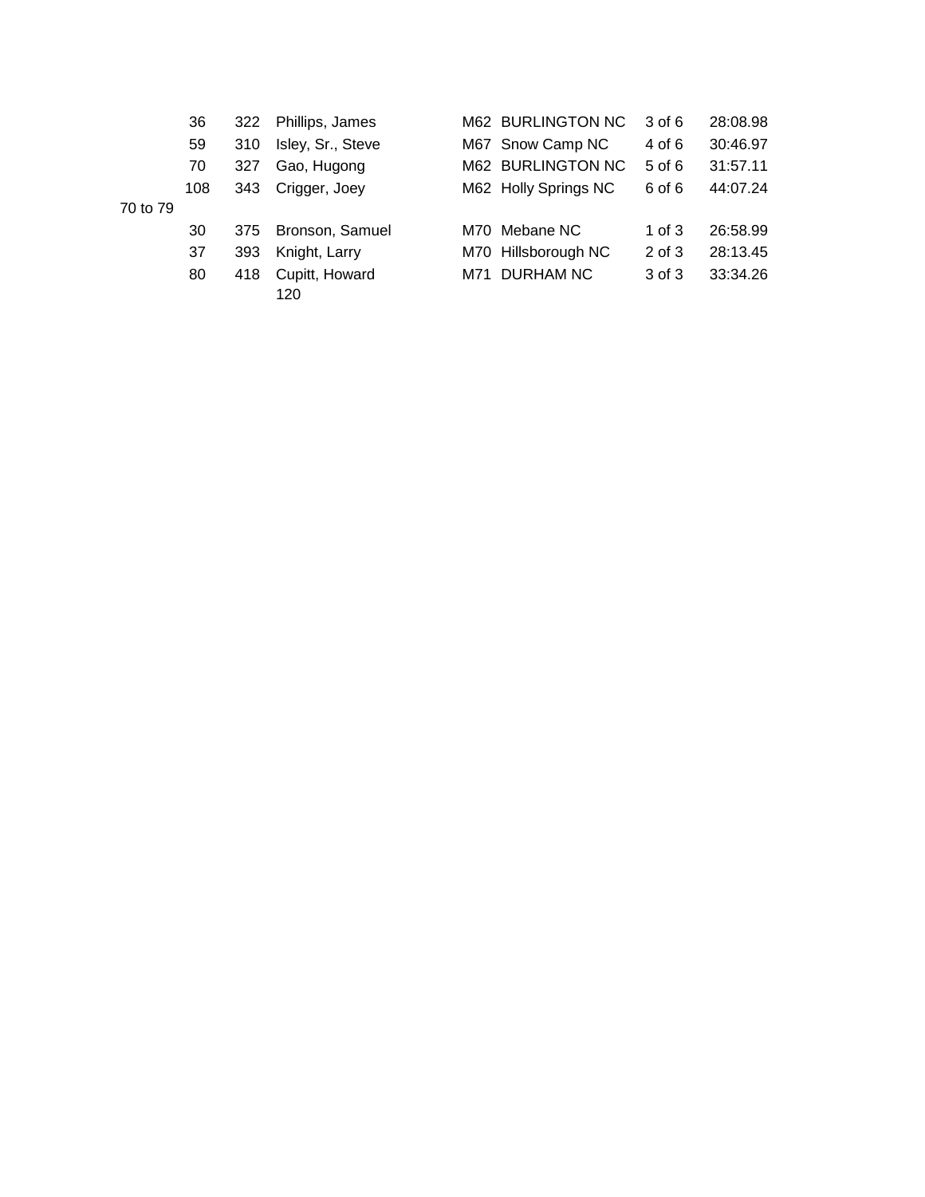| | | | | | | | |
|---|---|---|---|---|---|---|---|
| | 36 | 322 | Phillips, James | M62 | BURLINGTON NC | 3 of 6 | 28:08.98 |
| | 59 | 310 | Isley, Sr., Steve | M67 | Snow Camp NC | 4 of 6 | 30:46.97 |
| | 70 | 327 | Gao, Hugong | M62 | BURLINGTON NC | 5 of 6 | 31:57.11 |
| | 108 | 343 | Crigger, Joey | M62 | Holly Springs NC | 6 of 6 | 44:07.24 |
| 70 to 79 | | | | | | | |
| | 30 | 375 | Bronson, Samuel | M70 | Mebane NC | 1 of 3 | 26:58.99 |
| | 37 | 393 | Knight, Larry | M70 | Hillsborough NC | 2 of 3 | 28:13.45 |
| | 80 | 418 | Cupitt, Howard | M71 | DURHAM NC | 3 of 3 | 33:34.26 |
| | | | 120 | | | | |